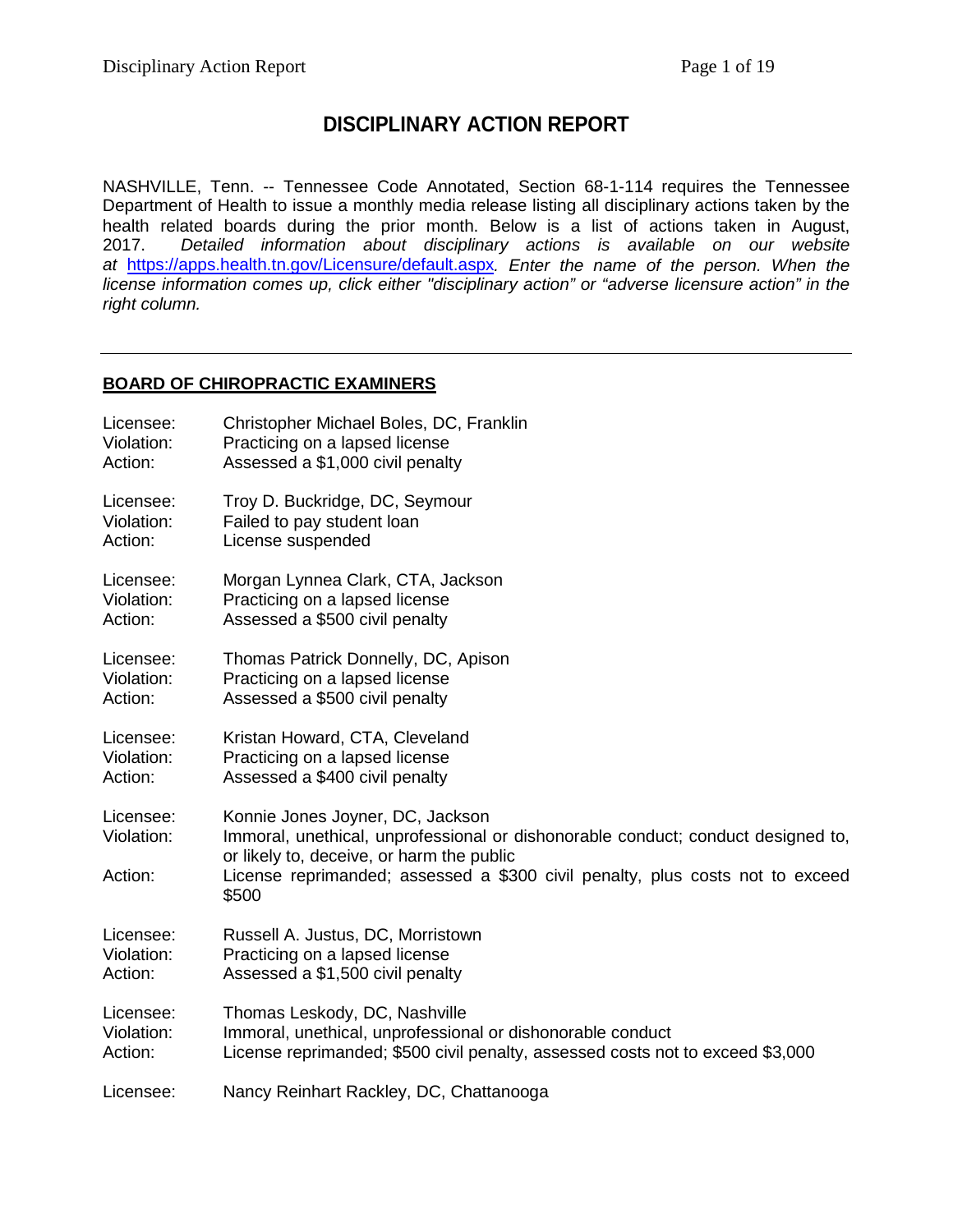# DISCIPLINARY ACTION REPORT

NASHVILLE, Tenn. -- Tennessee Code Annotated, Section 68-1-114 requires the Tennessee Department of Health to issue a monthly media release listing all disciplinary actions taken by the health related boards during the prior month. Below is a list of actions taken in August, 2017. *Detailed information about disciplinary actions is available on our website at* https://apps.health.tn.gov/Licensure/default.aspx*. Enter the name of the person. When the license information comes up, click either "disciplinary action" or "adverse licensure action" in the right column.*

---

## BOARD OF CHIROPRACTIC EXAMINERS

Licensee: Christopher Michael Boles, DC, Franklin
Violation: Practicing on a lapsed license
Action: Assessed a $1,000 civil penalty

Licensee: Troy D. Buckridge, DC, Seymour
Violation: Failed to pay student loan
Action: License suspended

Licensee: Morgan Lynnea Clark, CTA, Jackson
Violation: Practicing on a lapsed license
Action: Assessed a $500 civil penalty

Licensee: Thomas Patrick Donnelly, DC, Apison
Violation: Practicing on a lapsed license
Action: Assessed a $500 civil penalty

Licensee: Kristan Howard, CTA, Cleveland
Violation: Practicing on a lapsed license
Action: Assessed a $400 civil penalty

Licensee: Konnie Jones Joyner, DC, Jackson
Violation: Immoral, unethical, unprofessional or dishonorable conduct; conduct designed to, or likely to, deceive, or harm the public
Action: License reprimanded; assessed a $300 civil penalty, plus costs not to exceed $500

Licensee: Russell A. Justus, DC, Morristown
Violation: Practicing on a lapsed license
Action: Assessed a $1,500 civil penalty

Licensee: Thomas Leskody, DC, Nashville
Violation: Immoral, unethical, unprofessional or dishonorable conduct
Action: License reprimanded; $500 civil penalty, assessed costs not to exceed $3,000

Licensee: Nancy Reinhart Rackley, DC, Chattanooga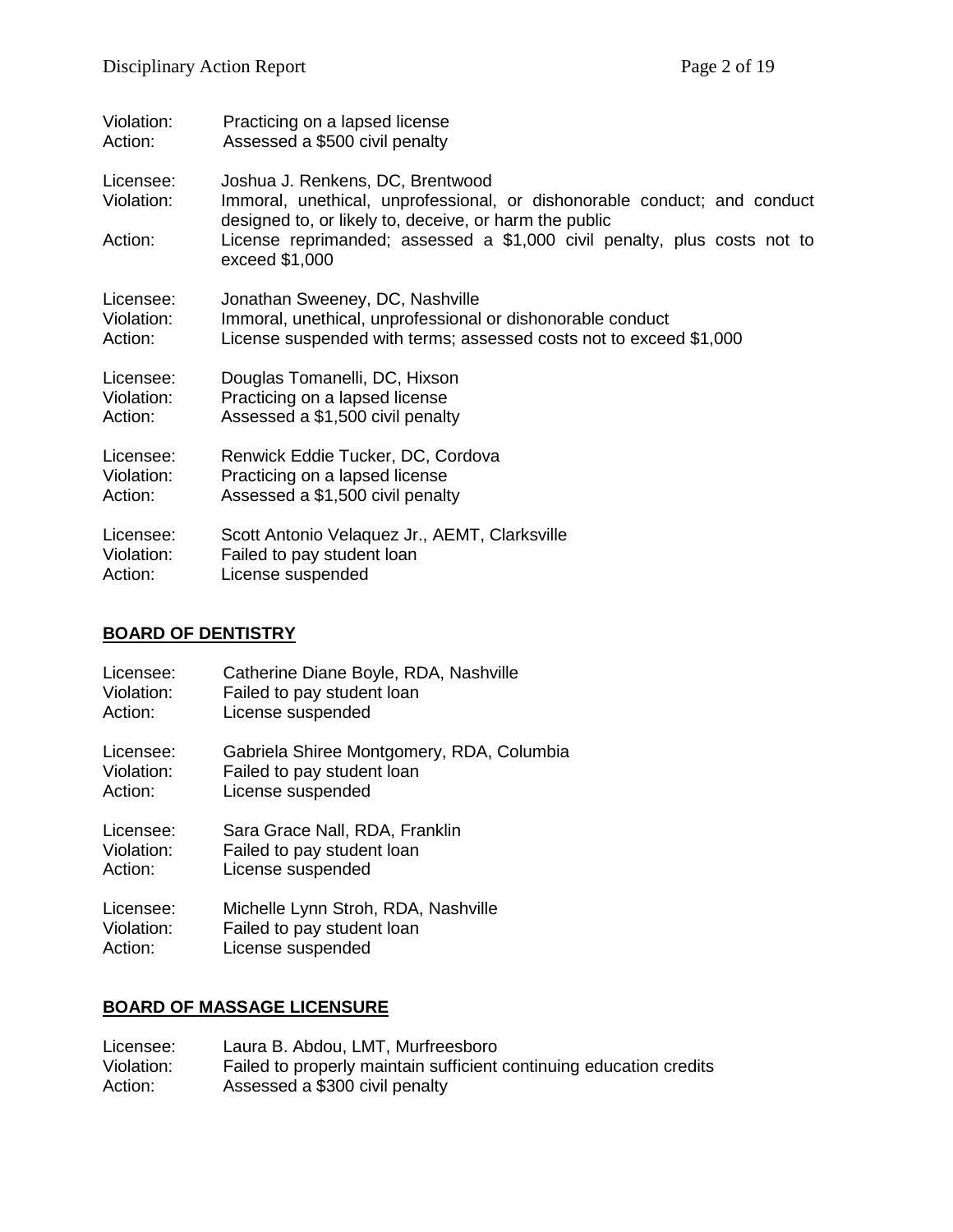Violation: Practicing on a lapsed license
Action: Assessed a $500 civil penalty

Licensee: Joshua J. Renkens, DC, Brentwood
Violation: Immoral, unethical, unprofessional, or dishonorable conduct; and conduct designed to, or likely to, deceive, or harm the public
Action: License reprimanded; assessed a $1,000 civil penalty, plus costs not to exceed $1,000

Licensee: Jonathan Sweeney, DC, Nashville
Violation: Immoral, unethical, unprofessional or dishonorable conduct
Action: License suspended with terms; assessed costs not to exceed $1,000

Licensee: Douglas Tomanelli, DC, Hixson
Violation: Practicing on a lapsed license
Action: Assessed a $1,500 civil penalty

Licensee: Renwick Eddie Tucker, DC, Cordova
Violation: Practicing on a lapsed license
Action: Assessed a $1,500 civil penalty

Licensee: Scott Antonio Velaquez Jr., AEMT, Clarksville
Violation: Failed to pay student loan
Action: License suspended

## BOARD OF DENTISTRY

Licensee: Catherine Diane Boyle, RDA, Nashville
Violation: Failed to pay student loan
Action: License suspended

Licensee: Gabriela Shiree Montgomery, RDA, Columbia
Violation: Failed to pay student loan
Action: License suspended

Licensee: Sara Grace Nall, RDA, Franklin
Violation: Failed to pay student loan
Action: License suspended

Licensee: Michelle Lynn Stroh, RDA, Nashville
Violation: Failed to pay student loan
Action: License suspended

## BOARD OF MASSAGE LICENSURE

Licensee: Laura B. Abdou, LMT, Murfreesboro
Violation: Failed to properly maintain sufficient continuing education credits
Action: Assessed a $300 civil penalty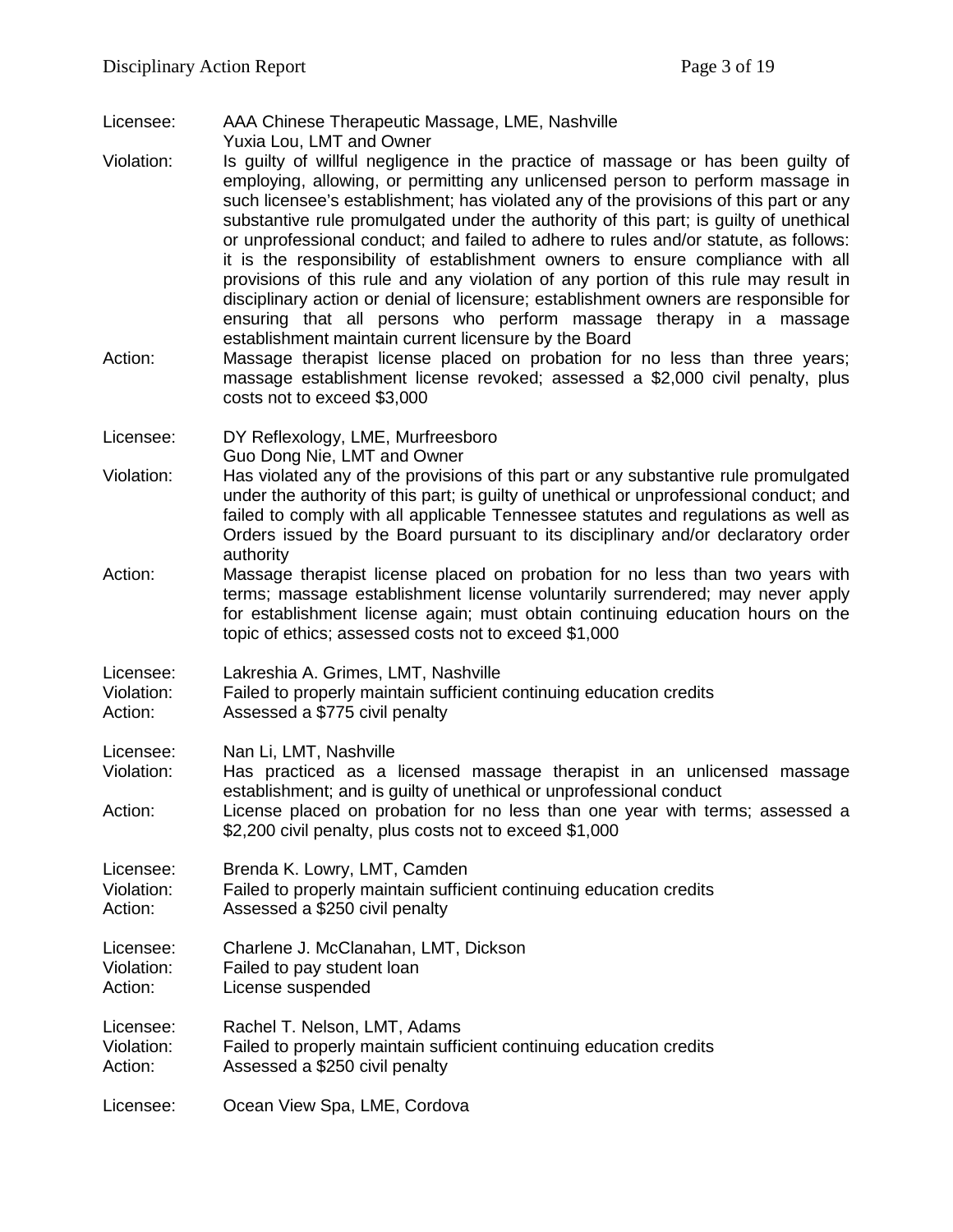Licensee: AAA Chinese Therapeutic Massage, LME, Nashville
Yuxia Lou, LMT and Owner

Violation: Is guilty of willful negligence in the practice of massage or has been guilty of employing, allowing, or permitting any unlicensed person to perform massage in such licensee's establishment; has violated any of the provisions of this part or any substantive rule promulgated under the authority of this part; is guilty of unethical or unprofessional conduct; and failed to adhere to rules and/or statute, as follows: it is the responsibility of establishment owners to ensure compliance with all provisions of this rule and any violation of any portion of this rule may result in disciplinary action or denial of licensure; establishment owners are responsible for ensuring that all persons who perform massage therapy in a massage establishment maintain current licensure by the Board

Action: Massage therapist license placed on probation for no less than three years; massage establishment license revoked; assessed a $2,000 civil penalty, plus costs not to exceed $3,000

Licensee: DY Reflexology, LME, Murfreesboro
Guo Dong Nie, LMT and Owner

Violation: Has violated any of the provisions of this part or any substantive rule promulgated under the authority of this part; is guilty of unethical or unprofessional conduct; and failed to comply with all applicable Tennessee statutes and regulations as well as Orders issued by the Board pursuant to its disciplinary and/or declaratory order authority

Action: Massage therapist license placed on probation for no less than two years with terms; massage establishment license voluntarily surrendered; may never apply for establishment license again; must obtain continuing education hours on the topic of ethics; assessed costs not to exceed $1,000

Licensee: Lakreshia A. Grimes, LMT, Nashville
Violation: Failed to properly maintain sufficient continuing education credits
Action: Assessed a $775 civil penalty

Licensee: Nan Li, LMT, Nashville
Violation: Has practiced as a licensed massage therapist in an unlicensed massage establishment; and is guilty of unethical or unprofessional conduct
Action: License placed on probation for no less than one year with terms; assessed a $2,200 civil penalty, plus costs not to exceed $1,000

Licensee: Brenda K. Lowry, LMT, Camden
Violation: Failed to properly maintain sufficient continuing education credits
Action: Assessed a $250 civil penalty

Licensee: Charlene J. McClanahan, LMT, Dickson
Violation: Failed to pay student loan
Action: License suspended

Licensee: Rachel T. Nelson, LMT, Adams
Violation: Failed to properly maintain sufficient continuing education credits
Action: Assessed a $250 civil penalty

Licensee: Ocean View Spa, LME, Cordova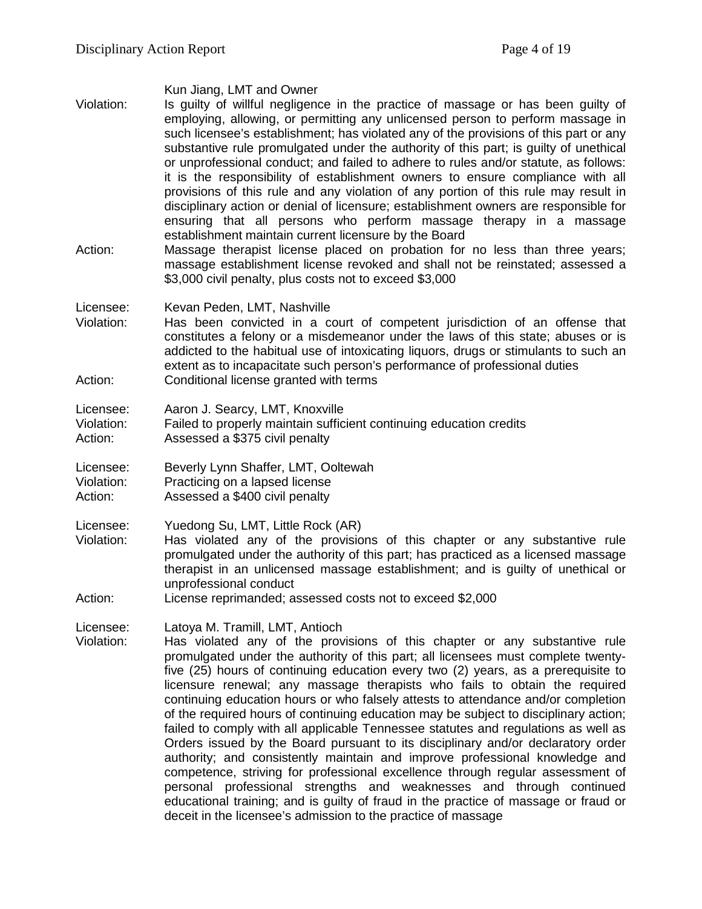Kun Jiang, LMT and Owner

Violation: Is guilty of willful negligence in the practice of massage or has been guilty of employing, allowing, or permitting any unlicensed person to perform massage in such licensee's establishment; has violated any of the provisions of this part or any substantive rule promulgated under the authority of this part; is guilty of unethical or unprofessional conduct; and failed to adhere to rules and/or statute, as follows: it is the responsibility of establishment owners to ensure compliance with all provisions of this rule and any violation of any portion of this rule may result in disciplinary action or denial of licensure; establishment owners are responsible for ensuring that all persons who perform massage therapy in a massage establishment maintain current licensure by the Board

Action: Massage therapist license placed on probation for no less than three years; massage establishment license revoked and shall not be reinstated; assessed a $3,000 civil penalty, plus costs not to exceed $3,000

Licensee: Kevan Peden, LMT, Nashville

Violation: Has been convicted in a court of competent jurisdiction of an offense that constitutes a felony or a misdemeanor under the laws of this state; abuses or is addicted to the habitual use of intoxicating liquors, drugs or stimulants to such an extent as to incapacitate such person's performance of professional duties

Action: Conditional license granted with terms

Licensee: Aaron J. Searcy, LMT, Knoxville

Violation: Failed to properly maintain sufficient continuing education credits

Action: Assessed a $375 civil penalty

Licensee: Beverly Lynn Shaffer, LMT, Ooltewah

Violation: Practicing on a lapsed license

Action: Assessed a $400 civil penalty

Licensee: Yuedong Su, LMT, Little Rock (AR)

Violation: Has violated any of the provisions of this chapter or any substantive rule promulgated under the authority of this part; has practiced as a licensed massage therapist in an unlicensed massage establishment; and is guilty of unethical or unprofessional conduct

Action: License reprimanded; assessed costs not to exceed $2,000

Licensee: Latoya M. Tramill, LMT, Antioch

Violation: Has violated any of the provisions of this chapter or any substantive rule promulgated under the authority of this part; all licensees must complete twenty-five (25) hours of continuing education every two (2) years, as a prerequisite to licensure renewal; any massage therapists who fails to obtain the required continuing education hours or who falsely attests to attendance and/or completion of the required hours of continuing education may be subject to disciplinary action; failed to comply with all applicable Tennessee statutes and regulations as well as Orders issued by the Board pursuant to its disciplinary and/or declaratory order authority; and consistently maintain and improve professional knowledge and competence, striving for professional excellence through regular assessment of personal professional strengths and weaknesses and through continued educational training; and is guilty of fraud in the practice of massage or fraud or deceit in the licensee's admission to the practice of massage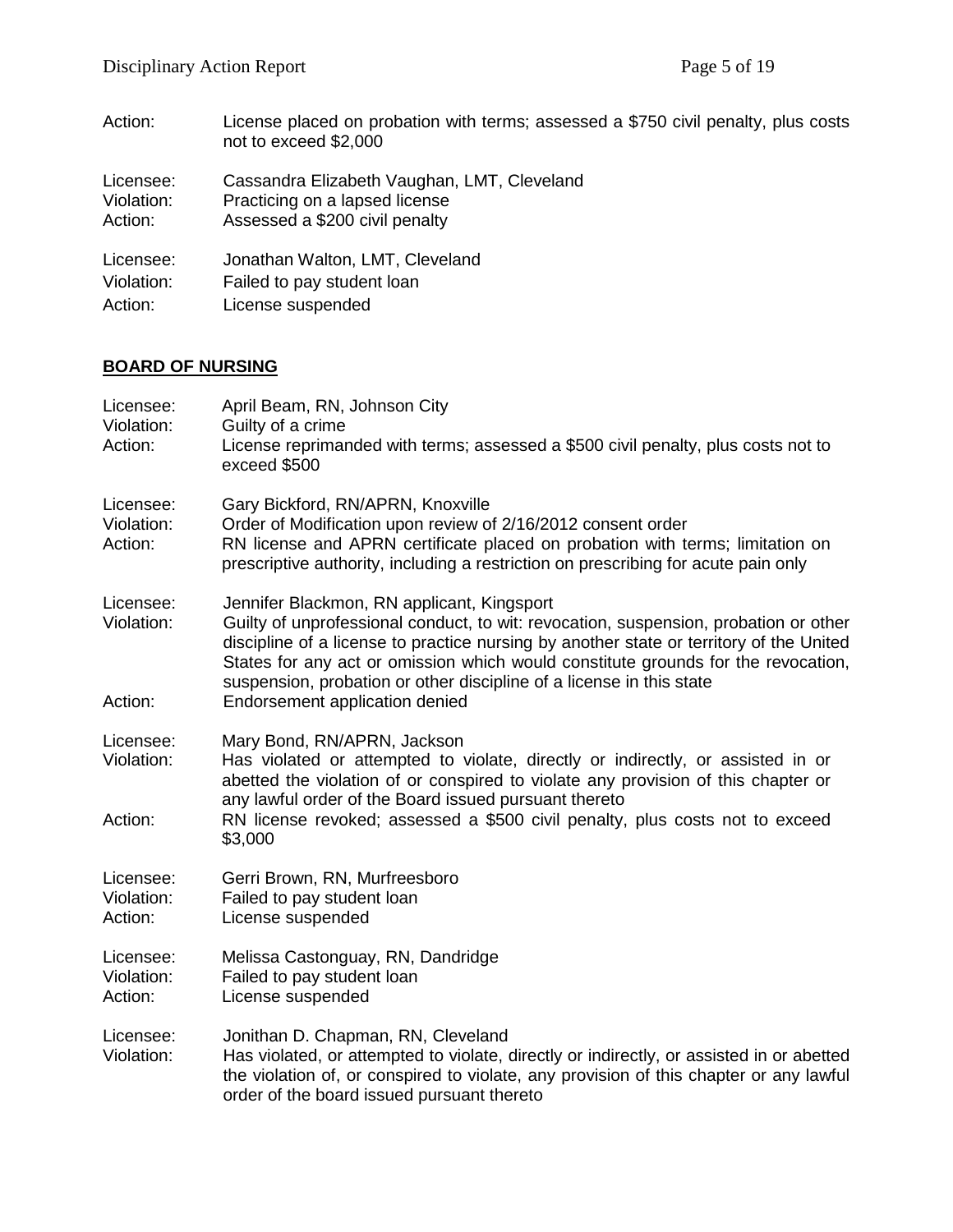Action: License placed on probation with terms; assessed a $750 civil penalty, plus costs not to exceed $2,000

Licensee: Cassandra Elizabeth Vaughan, LMT, Cleveland
Violation: Practicing on a lapsed license
Action: Assessed a $200 civil penalty

Licensee: Jonathan Walton, LMT, Cleveland
Violation: Failed to pay student loan
Action: License suspended

## BOARD OF NURSING

Licensee: April Beam, RN, Johnson City
Violation: Guilty of a crime
Action: License reprimanded with terms; assessed a $500 civil penalty, plus costs not to exceed $500

Licensee: Gary Bickford, RN/APRN, Knoxville
Violation: Order of Modification upon review of 2/16/2012 consent order
Action: RN license and APRN certificate placed on probation with terms; limitation on prescriptive authority, including a restriction on prescribing for acute pain only

Licensee: Jennifer Blackmon, RN applicant, Kingsport
Violation: Guilty of unprofessional conduct, to wit: revocation, suspension, probation or other discipline of a license to practice nursing by another state or territory of the United States for any act or omission which would constitute grounds for the revocation, suspension, probation or other discipline of a license in this state
Action: Endorsement application denied

Licensee: Mary Bond, RN/APRN, Jackson
Violation: Has violated or attempted to violate, directly or indirectly, or assisted in or abetted the violation of or conspired to violate any provision of this chapter or any lawful order of the Board issued pursuant thereto
Action: RN license revoked; assessed a $500 civil penalty, plus costs not to exceed $3,000

Licensee: Gerri Brown, RN, Murfreesboro
Violation: Failed to pay student loan
Action: License suspended

Licensee: Melissa Castonguay, RN, Dandridge
Violation: Failed to pay student loan
Action: License suspended

Licensee: Jonithan D. Chapman, RN, Cleveland
Violation: Has violated, or attempted to violate, directly or indirectly, or assisted in or abetted the violation of, or conspired to violate, any provision of this chapter or any lawful order of the board issued pursuant thereto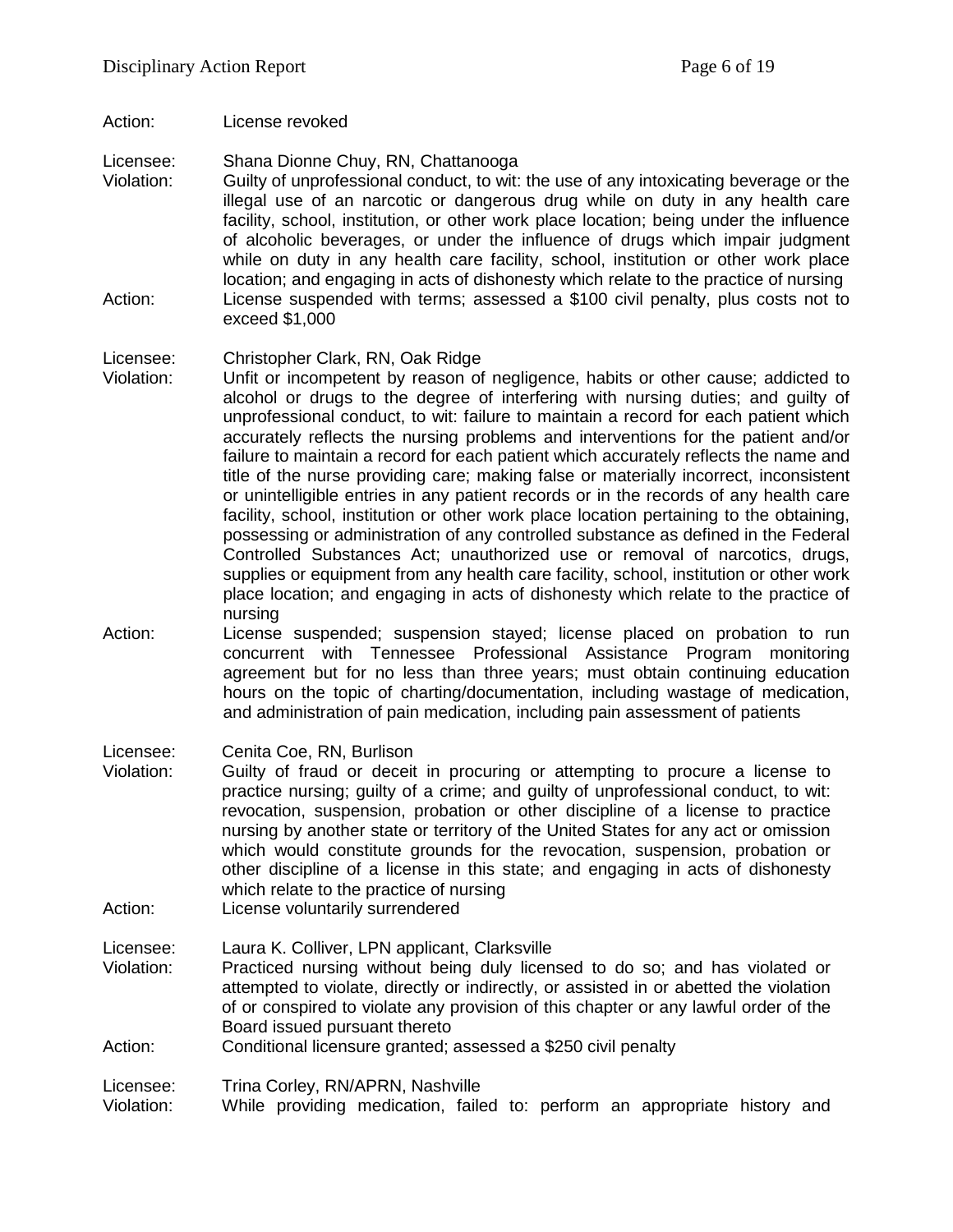Action: License revoked

Licensee: Shana Dionne Chuy, RN, Chattanooga
Violation: Guilty of unprofessional conduct, to wit: the use of any intoxicating beverage or the illegal use of an narcotic or dangerous drug while on duty in any health care facility, school, institution, or other work place location; being under the influence of alcoholic beverages, or under the influence of drugs which impair judgment while on duty in any health care facility, school, institution or other work place location; and engaging in acts of dishonesty which relate to the practice of nursing
Action: License suspended with terms; assessed a $100 civil penalty, plus costs not to exceed $1,000

Licensee: Christopher Clark, RN, Oak Ridge
Violation: Unfit or incompetent by reason of negligence, habits or other cause; addicted to alcohol or drugs to the degree of interfering with nursing duties; and guilty of unprofessional conduct, to wit: failure to maintain a record for each patient which accurately reflects the nursing problems and interventions for the patient and/or failure to maintain a record for each patient which accurately reflects the name and title of the nurse providing care; making false or materially incorrect, inconsistent or unintelligible entries in any patient records or in the records of any health care facility, school, institution or other work place location pertaining to the obtaining, possessing or administration of any controlled substance as defined in the Federal Controlled Substances Act; unauthorized use or removal of narcotics, drugs, supplies or equipment from any health care facility, school, institution or other work place location; and engaging in acts of dishonesty which relate to the practice of nursing
Action: License suspended; suspension stayed; license placed on probation to run concurrent with Tennessee Professional Assistance Program monitoring agreement but for no less than three years; must obtain continuing education hours on the topic of charting/documentation, including wastage of medication, and administration of pain medication, including pain assessment of patients

Licensee: Cenita Coe, RN, Burlison
Violation: Guilty of fraud or deceit in procuring or attempting to procure a license to practice nursing; guilty of a crime; and guilty of unprofessional conduct, to wit: revocation, suspension, probation or other discipline of a license to practice nursing by another state or territory of the United States for any act or omission which would constitute grounds for the revocation, suspension, probation or other discipline of a license in this state; and engaging in acts of dishonesty which relate to the practice of nursing
Action: License voluntarily surrendered

Licensee: Laura K. Colliver, LPN applicant, Clarksville
Violation: Practiced nursing without being duly licensed to do so; and has violated or attempted to violate, directly or indirectly, or assisted in or abetted the violation of or conspired to violate any provision of this chapter or any lawful order of the Board issued pursuant thereto
Action: Conditional licensure granted; assessed a $250 civil penalty

Licensee: Trina Corley, RN/APRN, Nashville
Violation: While providing medication, failed to: perform an appropriate history and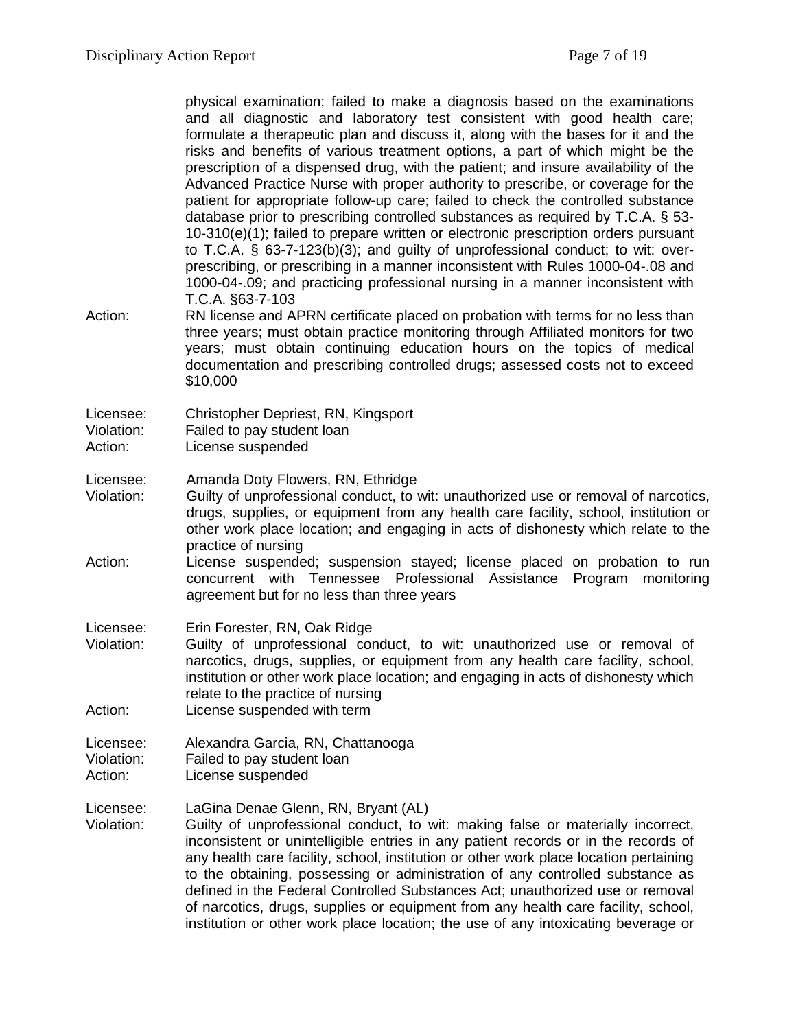physical examination; failed to make a diagnosis based on the examinations and all diagnostic and laboratory test consistent with good health care; formulate a therapeutic plan and discuss it, along with the bases for it and the risks and benefits of various treatment options, a part of which might be the prescription of a dispensed drug, with the patient; and insure availability of the Advanced Practice Nurse with proper authority to prescribe, or coverage for the patient for appropriate follow-up care; failed to check the controlled substance database prior to prescribing controlled substances as required by T.C.A. § 53-10-310(e)(1); failed to prepare written or electronic prescription orders pursuant to T.C.A. § 63-7-123(b)(3); and guilty of unprofessional conduct; to wit: over-prescribing, or prescribing in a manner inconsistent with Rules 1000-04-.08 and 1000-04-.09; and practicing professional nursing in a manner inconsistent with T.C.A. §63-7-103

Action: RN license and APRN certificate placed on probation with terms for no less than three years; must obtain practice monitoring through Affiliated monitors for two years; must obtain continuing education hours on the topics of medical documentation and prescribing controlled drugs; assessed costs not to exceed $10,000

Licensee: Christopher Depriest, RN, Kingsport
Violation: Failed to pay student loan
Action: License suspended

Licensee: Amanda Doty Flowers, RN, Ethridge
Violation: Guilty of unprofessional conduct, to wit: unauthorized use or removal of narcotics, drugs, supplies, or equipment from any health care facility, school, institution or other work place location; and engaging in acts of dishonesty which relate to the practice of nursing
Action: License suspended; suspension stayed; license placed on probation to run concurrent with Tennessee Professional Assistance Program monitoring agreement but for no less than three years

Licensee: Erin Forester, RN, Oak Ridge
Violation: Guilty of unprofessional conduct, to wit: unauthorized use or removal of narcotics, drugs, supplies, or equipment from any health care facility, school, institution or other work place location; and engaging in acts of dishonesty which relate to the practice of nursing
Action: License suspended with term

Licensee: Alexandra Garcia, RN, Chattanooga
Violation: Failed to pay student loan
Action: License suspended

Licensee: LaGina Denae Glenn, RN, Bryant (AL)
Violation: Guilty of unprofessional conduct, to wit: making false or materially incorrect, inconsistent or unintelligible entries in any patient records or in the records of any health care facility, school, institution or other work place location pertaining to the obtaining, possessing or administration of any controlled substance as defined in the Federal Controlled Substances Act; unauthorized use or removal of narcotics, drugs, supplies or equipment from any health care facility, school, institution or other work place location; the use of any intoxicating beverage or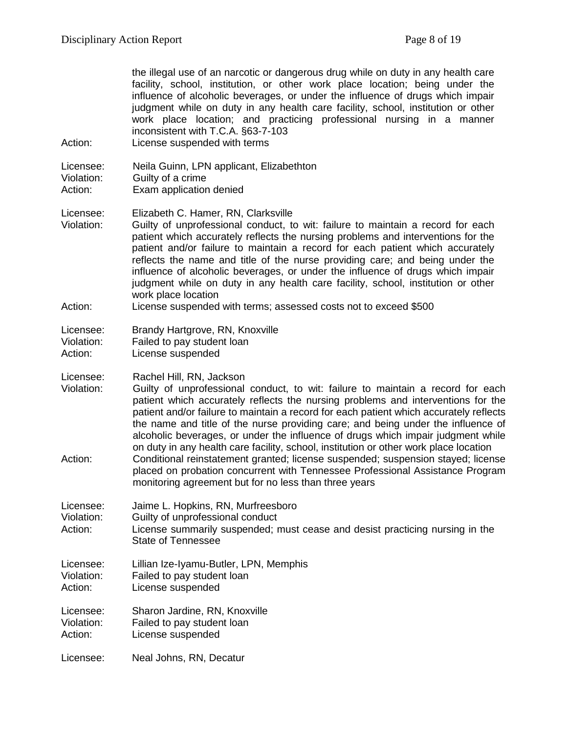the illegal use of an narcotic or dangerous drug while on duty in any health care facility, school, institution, or other work place location; being under the influence of alcoholic beverages, or under the influence of drugs which impair judgment while on duty in any health care facility, school, institution or other work place location; and practicing professional nursing in a manner inconsistent with T.C.A. §63-7-103

Action: License suspended with terms

Licensee: Neila Guinn, LPN applicant, Elizabethton
Violation: Guilty of a crime
Action: Exam application denied

Licensee: Elizabeth C. Hamer, RN, Clarksville
Violation: Guilty of unprofessional conduct, to wit: failure to maintain a record for each patient which accurately reflects the nursing problems and interventions for the patient and/or failure to maintain a record for each patient which accurately reflects the name and title of the nurse providing care; and being under the influence of alcoholic beverages, or under the influence of drugs which impair judgment while on duty in any health care facility, school, institution or other work place location
Action: License suspended with terms; assessed costs not to exceed $500

Licensee: Brandy Hartgrove, RN, Knoxville
Violation: Failed to pay student loan
Action: License suspended

Licensee: Rachel Hill, RN, Jackson
Violation: Guilty of unprofessional conduct, to wit: failure to maintain a record for each patient which accurately reflects the nursing problems and interventions for the patient and/or failure to maintain a record for each patient which accurately reflects the name and title of the nurse providing care; and being under the influence of alcoholic beverages, or under the influence of drugs which impair judgment while on duty in any health care facility, school, institution or other work place location
Action: Conditional reinstatement granted; license suspended; suspension stayed; license placed on probation concurrent with Tennessee Professional Assistance Program monitoring agreement but for no less than three years

Licensee: Jaime L. Hopkins, RN, Murfreesboro
Violation: Guilty of unprofessional conduct
Action: License summarily suspended; must cease and desist practicing nursing in the State of Tennessee

Licensee: Lillian Ize-Iyamu-Butler, LPN, Memphis
Violation: Failed to pay student loan
Action: License suspended

Licensee: Sharon Jardine, RN, Knoxville
Violation: Failed to pay student loan
Action: License suspended

Licensee: Neal Johns, RN, Decatur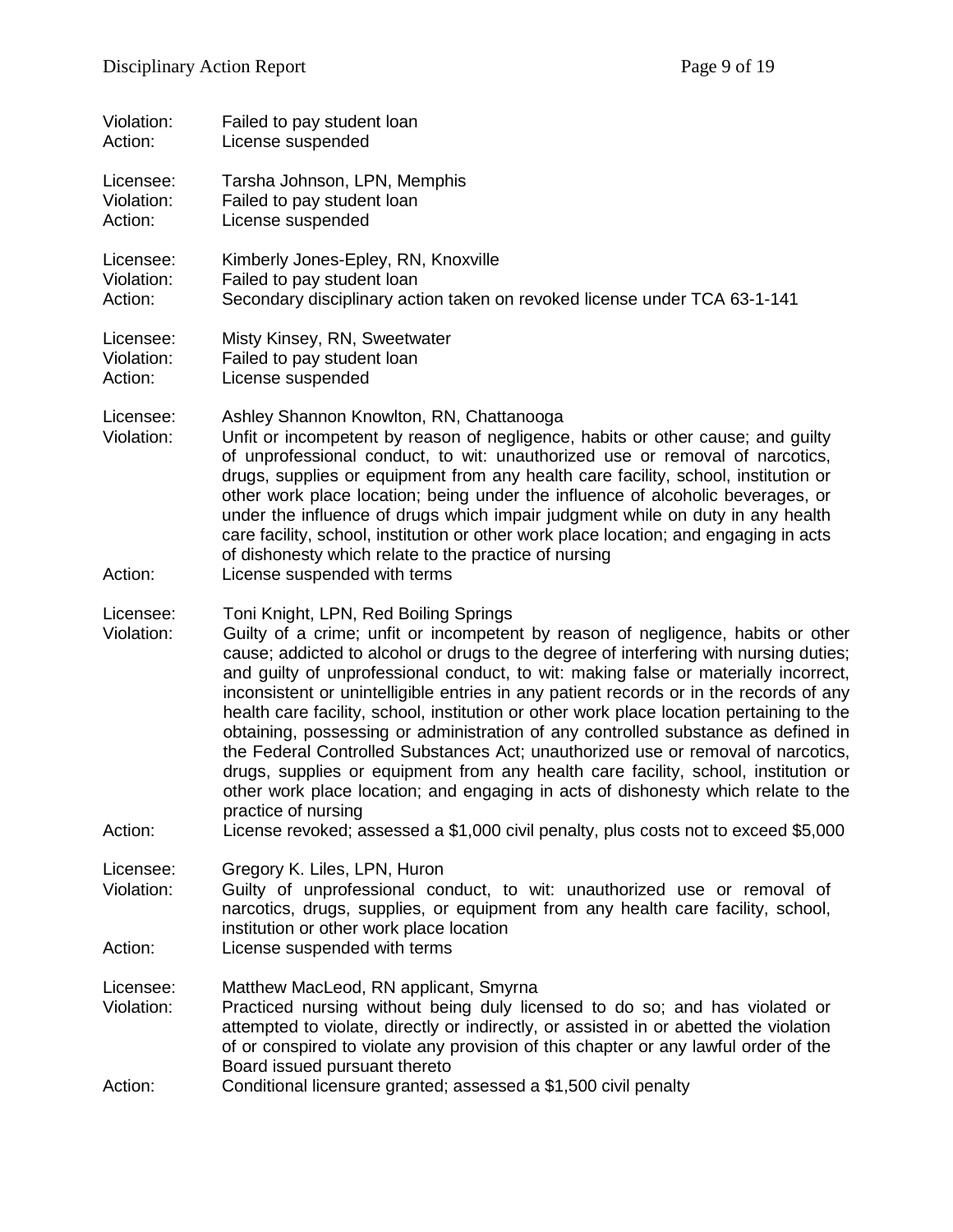Violation: Failed to pay student loan
Action: License suspended

Licensee: Tarsha Johnson, LPN, Memphis
Violation: Failed to pay student loan
Action: License suspended

Licensee: Kimberly Jones-Epley, RN, Knoxville
Violation: Failed to pay student loan
Action: Secondary disciplinary action taken on revoked license under TCA 63-1-141

Licensee: Misty Kinsey, RN, Sweetwater
Violation: Failed to pay student loan
Action: License suspended

Licensee: Ashley Shannon Knowlton, RN, Chattanooga
Violation: Unfit or incompetent by reason of negligence, habits or other cause; and guilty of unprofessional conduct, to wit: unauthorized use or removal of narcotics, drugs, supplies or equipment from any health care facility, school, institution or other work place location; being under the influence of alcoholic beverages, or under the influence of drugs which impair judgment while on duty in any health care facility, school, institution or other work place location; and engaging in acts of dishonesty which relate to the practice of nursing
Action: License suspended with terms

Licensee: Toni Knight, LPN, Red Boiling Springs
Violation: Guilty of a crime; unfit or incompetent by reason of negligence, habits or other cause; addicted to alcohol or drugs to the degree of interfering with nursing duties; and guilty of unprofessional conduct, to wit: making false or materially incorrect, inconsistent or unintelligible entries in any patient records or in the records of any health care facility, school, institution or other work place location pertaining to the obtaining, possessing or administration of any controlled substance as defined in the Federal Controlled Substances Act; unauthorized use or removal of narcotics, drugs, supplies or equipment from any health care facility, school, institution or other work place location; and engaging in acts of dishonesty which relate to the practice of nursing
Action: License revoked; assessed a $1,000 civil penalty, plus costs not to exceed $5,000

Licensee: Gregory K. Liles, LPN, Huron
Violation: Guilty of unprofessional conduct, to wit: unauthorized use or removal of narcotics, drugs, supplies, or equipment from any health care facility, school, institution or other work place location
Action: License suspended with terms

Licensee: Matthew MacLeod, RN applicant, Smyrna
Violation: Practiced nursing without being duly licensed to do so; and has violated or attempted to violate, directly or indirectly, or assisted in or abetted the violation of or conspired to violate any provision of this chapter or any lawful order of the Board issued pursuant thereto
Action: Conditional licensure granted; assessed a $1,500 civil penalty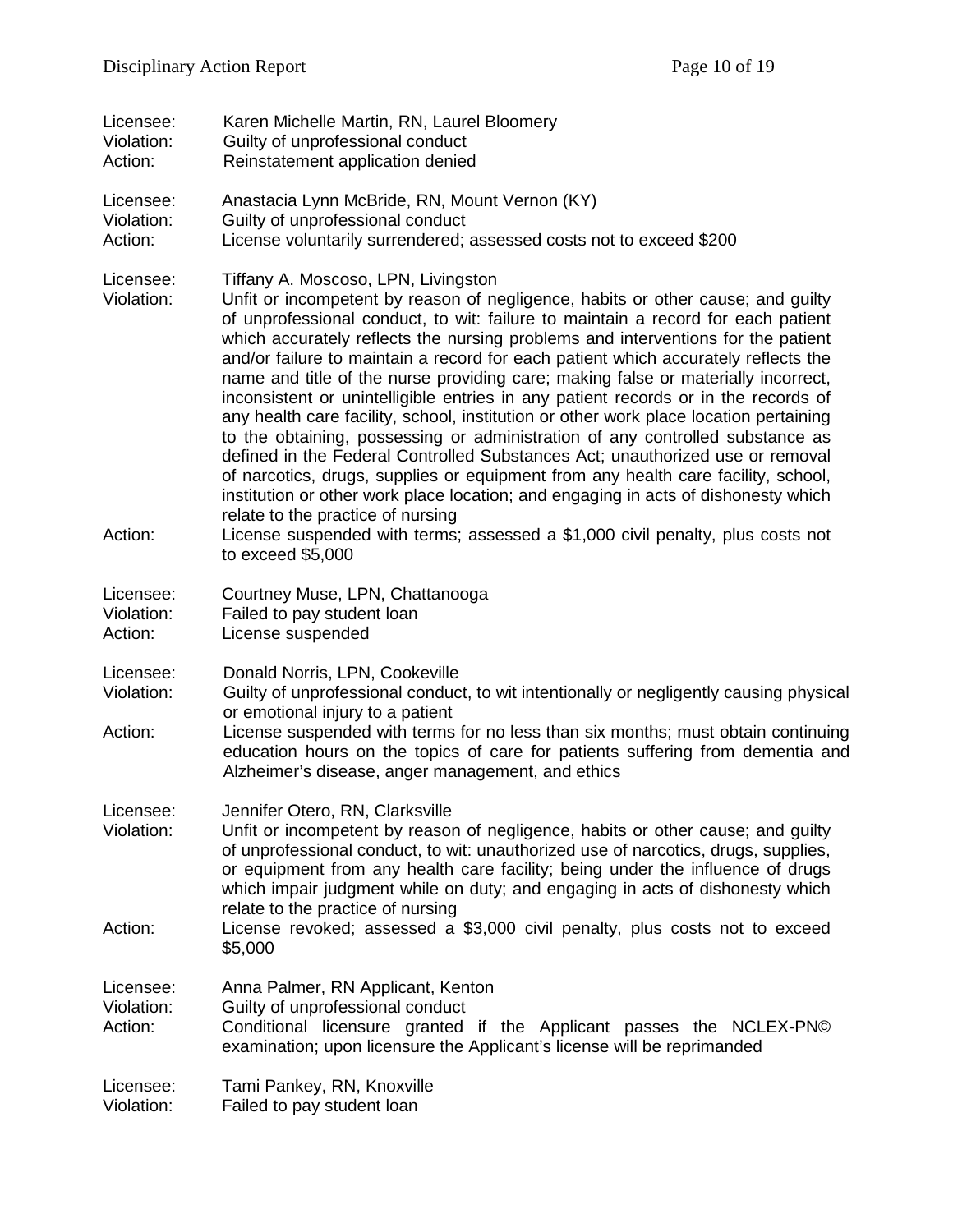Licensee: Karen Michelle Martin, RN, Laurel Bloomery
Violation: Guilty of unprofessional conduct
Action: Reinstatement application denied

Licensee: Anastacia Lynn McBride, RN, Mount Vernon (KY)
Violation: Guilty of unprofessional conduct
Action: License voluntarily surrendered; assessed costs not to exceed $200

Licensee: Tiffany A. Moscoso, LPN, Livingston
Violation: Unfit or incompetent by reason of negligence, habits or other cause; and guilty of unprofessional conduct, to wit: failure to maintain a record for each patient which accurately reflects the nursing problems and interventions for the patient and/or failure to maintain a record for each patient which accurately reflects the name and title of the nurse providing care; making false or materially incorrect, inconsistent or unintelligible entries in any patient records or in the records of any health care facility, school, institution or other work place location pertaining to the obtaining, possessing or administration of any controlled substance as defined in the Federal Controlled Substances Act; unauthorized use or removal of narcotics, drugs, supplies or equipment from any health care facility, school, institution or other work place location; and engaging in acts of dishonesty which relate to the practice of nursing
Action: License suspended with terms; assessed a $1,000 civil penalty, plus costs not to exceed $5,000

Licensee: Courtney Muse, LPN, Chattanooga
Violation: Failed to pay student loan
Action: License suspended

Licensee: Donald Norris, LPN, Cookeville
Violation: Guilty of unprofessional conduct, to wit intentionally or negligently causing physical or emotional injury to a patient
Action: License suspended with terms for no less than six months; must obtain continuing education hours on the topics of care for patients suffering from dementia and Alzheimer's disease, anger management, and ethics

Licensee: Jennifer Otero, RN, Clarksville
Violation: Unfit or incompetent by reason of negligence, habits or other cause; and guilty of unprofessional conduct, to wit: unauthorized use of narcotics, drugs, supplies, or equipment from any health care facility; being under the influence of drugs which impair judgment while on duty; and engaging in acts of dishonesty which relate to the practice of nursing
Action: License revoked; assessed a $3,000 civil penalty, plus costs not to exceed $5,000

Licensee: Anna Palmer, RN Applicant, Kenton
Violation: Guilty of unprofessional conduct
Action: Conditional licensure granted if the Applicant passes the NCLEX-PN© examination; upon licensure the Applicant's license will be reprimanded

Licensee: Tami Pankey, RN, Knoxville
Violation: Failed to pay student loan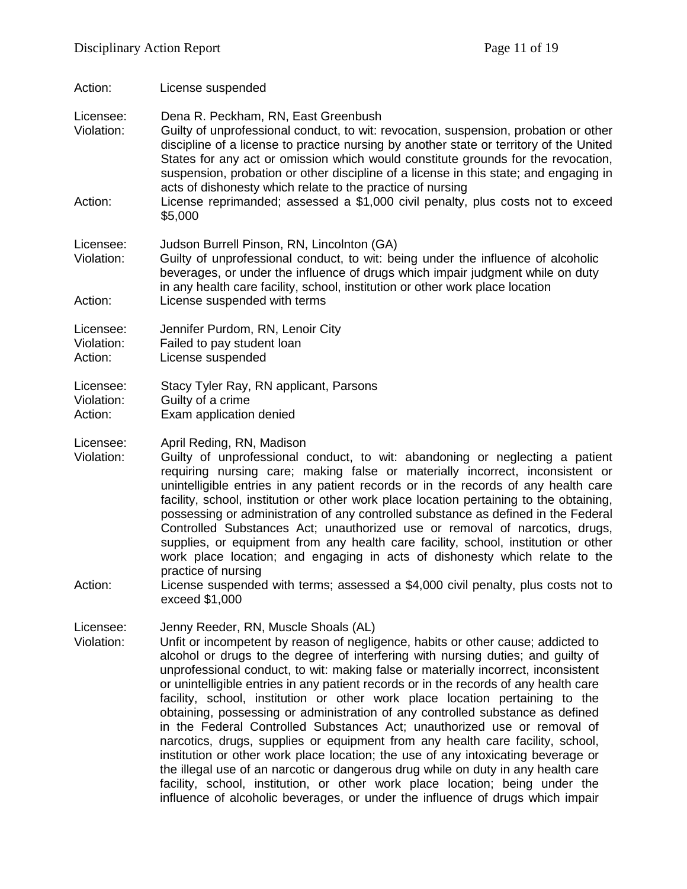Action: License suspended

Licensee: Dena R. Peckham, RN, East Greenbush
Violation: Guilty of unprofessional conduct, to wit: revocation, suspension, probation or other discipline of a license to practice nursing by another state or territory of the United States for any act or omission which would constitute grounds for the revocation, suspension, probation or other discipline of a license in this state; and engaging in acts of dishonesty which relate to the practice of nursing
Action: License reprimanded; assessed a $1,000 civil penalty, plus costs not to exceed $5,000

Licensee: Judson Burrell Pinson, RN, Lincolnton (GA)
Violation: Guilty of unprofessional conduct, to wit: being under the influence of alcoholic beverages, or under the influence of drugs which impair judgment while on duty in any health care facility, school, institution or other work place location
Action: License suspended with terms

Licensee: Jennifer Purdom, RN, Lenoir City
Violation: Failed to pay student loan
Action: License suspended

Licensee: Stacy Tyler Ray, RN applicant, Parsons
Violation: Guilty of a crime
Action: Exam application denied

Licensee: April Reding, RN, Madison
Violation: Guilty of unprofessional conduct, to wit: abandoning or neglecting a patient requiring nursing care; making false or materially incorrect, inconsistent or unintelligible entries in any patient records or in the records of any health care facility, school, institution or other work place location pertaining to the obtaining, possessing or administration of any controlled substance as defined in the Federal Controlled Substances Act; unauthorized use or removal of narcotics, drugs, supplies, or equipment from any health care facility, school, institution or other work place location; and engaging in acts of dishonesty which relate to the practice of nursing
Action: License suspended with terms; assessed a $4,000 civil penalty, plus costs not to exceed $1,000

Licensee: Jenny Reeder, RN, Muscle Shoals (AL)
Violation: Unfit or incompetent by reason of negligence, habits or other cause; addicted to alcohol or drugs to the degree of interfering with nursing duties; and guilty of unprofessional conduct, to wit: making false or materially incorrect, inconsistent or unintelligible entries in any patient records or in the records of any health care facility, school, institution or other work place location pertaining to the obtaining, possessing or administration of any controlled substance as defined in the Federal Controlled Substances Act; unauthorized use or removal of narcotics, drugs, supplies or equipment from any health care facility, school, institution or other work place location; the use of any intoxicating beverage or the illegal use of an narcotic or dangerous drug while on duty in any health care facility, school, institution, or other work place location; being under the influence of alcoholic beverages, or under the influence of drugs which impair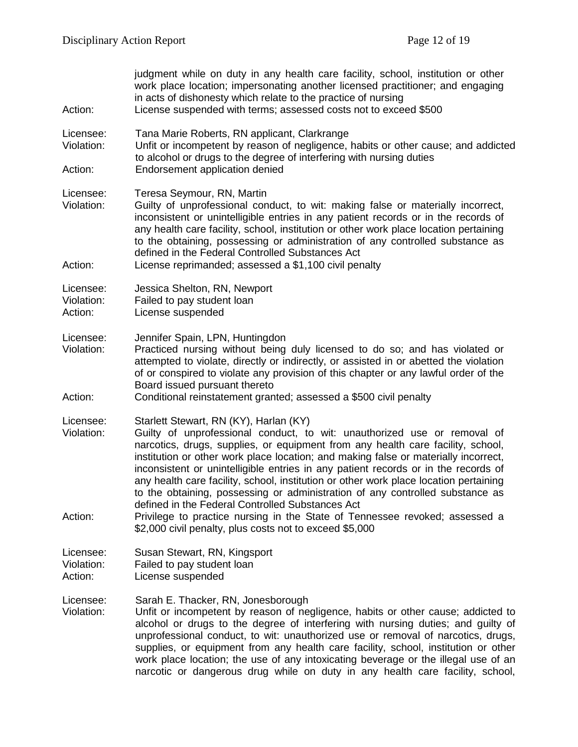judgment while on duty in any health care facility, school, institution or other work place location; impersonating another licensed practitioner; and engaging in acts of dishonesty which relate to the practice of nursing

Action: License suspended with terms; assessed costs not to exceed $500

Licensee: Tana Marie Roberts, RN applicant, Clarkrange
Violation: Unfit or incompetent by reason of negligence, habits or other cause; and addicted to alcohol or drugs to the degree of interfering with nursing duties
Action: Endorsement application denied

Licensee: Teresa Seymour, RN, Martin
Violation: Guilty of unprofessional conduct, to wit: making false or materially incorrect, inconsistent or unintelligible entries in any patient records or in the records of any health care facility, school, institution or other work place location pertaining to the obtaining, possessing or administration of any controlled substance as defined in the Federal Controlled Substances Act
Action: License reprimanded; assessed a $1,100 civil penalty

Licensee: Jessica Shelton, RN, Newport
Violation: Failed to pay student loan
Action: License suspended

Licensee: Jennifer Spain, LPN, Huntingdon
Violation: Practiced nursing without being duly licensed to do so; and has violated or attempted to violate, directly or indirectly, or assisted in or abetted the violation of or conspired to violate any provision of this chapter or any lawful order of the Board issued pursuant thereto
Action: Conditional reinstatement granted; assessed a $500 civil penalty

Licensee: Starlett Stewart, RN (KY), Harlan (KY)
Violation: Guilty of unprofessional conduct, to wit: unauthorized use or removal of narcotics, drugs, supplies, or equipment from any health care facility, school, institution or other work place location; and making false or materially incorrect, inconsistent or unintelligible entries in any patient records or in the records of any health care facility, school, institution or other work place location pertaining to the obtaining, possessing or administration of any controlled substance as defined in the Federal Controlled Substances Act
Action: Privilege to practice nursing in the State of Tennessee revoked; assessed a $2,000 civil penalty, plus costs not to exceed $5,000

Licensee: Susan Stewart, RN, Kingsport
Violation: Failed to pay student loan
Action: License suspended

Licensee: Sarah E. Thacker, RN, Jonesborough
Violation: Unfit or incompetent by reason of negligence, habits or other cause; addicted to alcohol or drugs to the degree of interfering with nursing duties; and guilty of unprofessional conduct, to wit: unauthorized use or removal of narcotics, drugs, supplies, or equipment from any health care facility, school, institution or other work place location; the use of any intoxicating beverage or the illegal use of an narcotic or dangerous drug while on duty in any health care facility, school,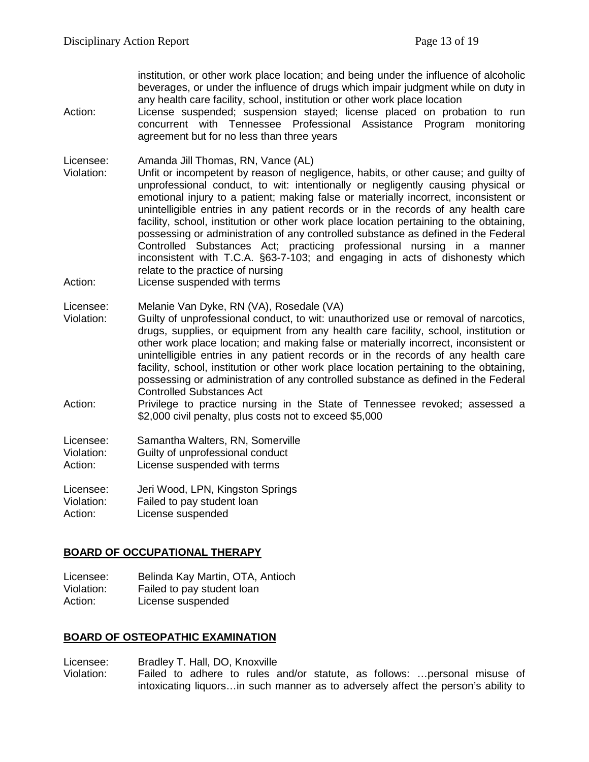institution, or other work place location; and being under the influence of alcoholic beverages, or under the influence of drugs which impair judgment while on duty in any health care facility, school, institution or other work place location

Action: License suspended; suspension stayed; license placed on probation to run concurrent with Tennessee Professional Assistance Program monitoring agreement but for no less than three years

Licensee: Amanda Jill Thomas, RN, Vance (AL)

Violation: Unfit or incompetent by reason of negligence, habits, or other cause; and guilty of unprofessional conduct, to wit: intentionally or negligently causing physical or emotional injury to a patient; making false or materially incorrect, inconsistent or unintelligible entries in any patient records or in the records of any health care facility, school, institution or other work place location pertaining to the obtaining, possessing or administration of any controlled substance as defined in the Federal Controlled Substances Act; practicing professional nursing in a manner inconsistent with T.C.A. §63-7-103; and engaging in acts of dishonesty which relate to the practice of nursing

Action: License suspended with terms

Licensee: Melanie Van Dyke, RN (VA), Rosedale (VA)

Violation: Guilty of unprofessional conduct, to wit: unauthorized use or removal of narcotics, drugs, supplies, or equipment from any health care facility, school, institution or other work place location; and making false or materially incorrect, inconsistent or unintelligible entries in any patient records or in the records of any health care facility, school, institution or other work place location pertaining to the obtaining, possessing or administration of any controlled substance as defined in the Federal Controlled Substances Act

Action: Privilege to practice nursing in the State of Tennessee revoked; assessed a $2,000 civil penalty, plus costs not to exceed $5,000

Licensee: Samantha Walters, RN, Somerville

Violation: Guilty of unprofessional conduct

Action: License suspended with terms

Licensee: Jeri Wood, LPN, Kingston Springs

Violation: Failed to pay student loan

Action: License suspended

## BOARD OF OCCUPATIONAL THERAPY

Licensee: Belinda Kay Martin, OTA, Antioch

Violation: Failed to pay student loan

Action: License suspended

## BOARD OF OSTEOPATHIC EXAMINATION

Licensee: Bradley T. Hall, DO, Knoxville

Violation: Failed to adhere to rules and/or statute, as follows: …personal misuse of intoxicating liquors…in such manner as to adversely affect the person's ability to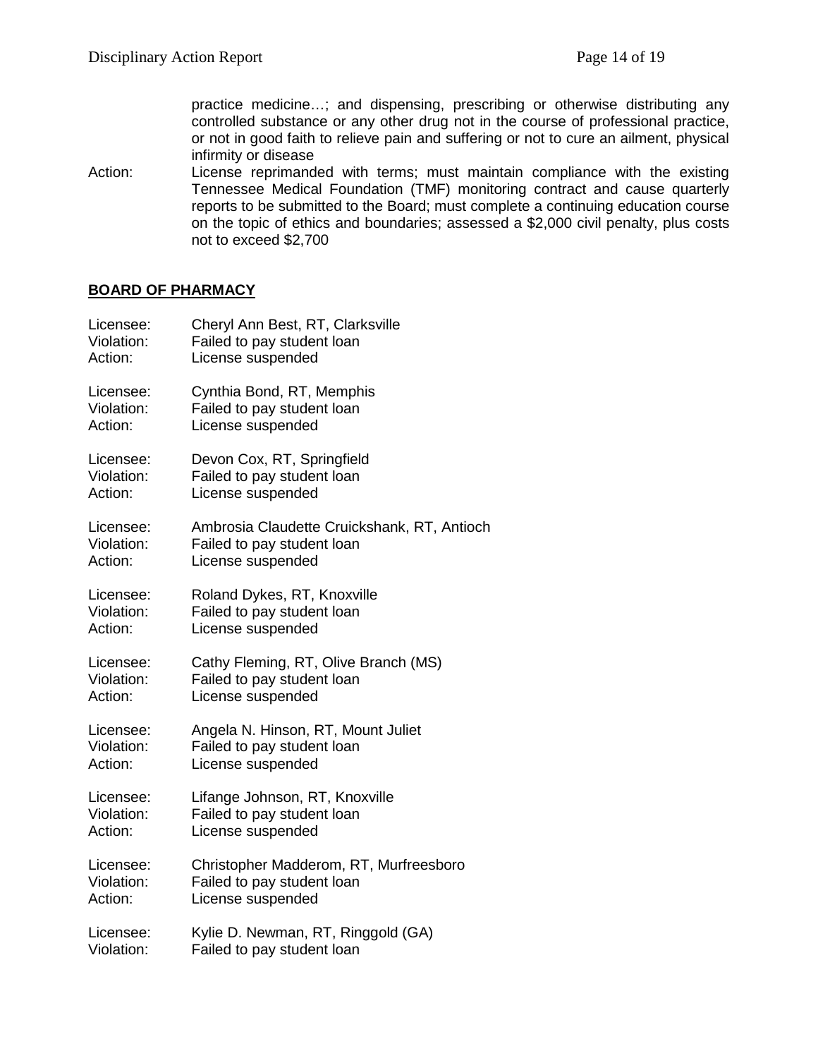practice medicine…; and dispensing, prescribing or otherwise distributing any controlled substance or any other drug not in the course of professional practice, or not in good faith to relieve pain and suffering or not to cure an ailment, physical infirmity or disease

Action: License reprimanded with terms; must maintain compliance with the existing Tennessee Medical Foundation (TMF) monitoring contract and cause quarterly reports to be submitted to the Board; must complete a continuing education course on the topic of ethics and boundaries; assessed a $2,000 civil penalty, plus costs not to exceed $2,700

## BOARD OF PHARMACY

Licensee: Cheryl Ann Best, RT, Clarksville
Violation: Failed to pay student loan
Action: License suspended

Licensee: Cynthia Bond, RT, Memphis
Violation: Failed to pay student loan
Action: License suspended

Licensee: Devon Cox, RT, Springfield
Violation: Failed to pay student loan
Action: License suspended

Licensee: Ambrosia Claudette Cruickshank, RT, Antioch
Violation: Failed to pay student loan
Action: License suspended

Licensee: Roland Dykes, RT, Knoxville
Violation: Failed to pay student loan
Action: License suspended

Licensee: Cathy Fleming, RT, Olive Branch (MS)
Violation: Failed to pay student loan
Action: License suspended

Licensee: Angela N. Hinson, RT, Mount Juliet
Violation: Failed to pay student loan
Action: License suspended

Licensee: Lifange Johnson, RT, Knoxville
Violation: Failed to pay student loan
Action: License suspended

Licensee: Christopher Madderom, RT, Murfreesboro
Violation: Failed to pay student loan
Action: License suspended

Licensee: Kylie D. Newman, RT, Ringgold (GA)
Violation: Failed to pay student loan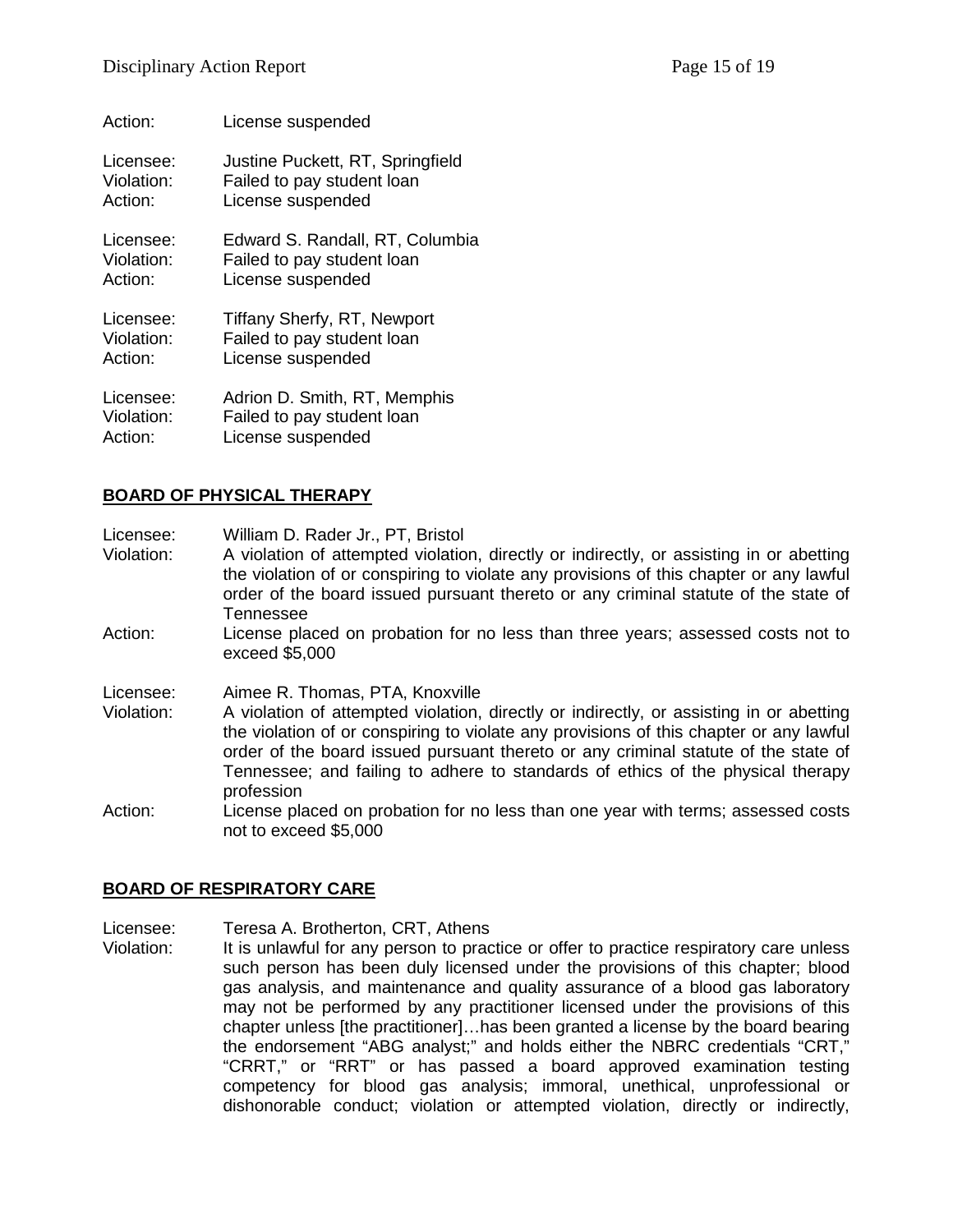Action: License suspended

Licensee: Justine Puckett, RT, Springfield
Violation: Failed to pay student loan
Action: License suspended

Licensee: Edward S. Randall, RT, Columbia
Violation: Failed to pay student loan
Action: License suspended

Licensee: Tiffany Sherfy, RT, Newport
Violation: Failed to pay student loan
Action: License suspended

Licensee: Adrion D. Smith, RT, Memphis
Violation: Failed to pay student loan
Action: License suspended

## BOARD OF PHYSICAL THERAPY

Licensee: William D. Rader Jr., PT, Bristol
Violation: A violation of attempted violation, directly or indirectly, or assisting in or abetting the violation of or conspiring to violate any provisions of this chapter or any lawful order of the board issued pursuant thereto or any criminal statute of the state of Tennessee
Action: License placed on probation for no less than three years; assessed costs not to exceed $5,000

Licensee: Aimee R. Thomas, PTA, Knoxville
Violation: A violation of attempted violation, directly or indirectly, or assisting in or abetting the violation of or conspiring to violate any provisions of this chapter or any lawful order of the board issued pursuant thereto or any criminal statute of the state of Tennessee; and failing to adhere to standards of ethics of the physical therapy profession
Action: License placed on probation for no less than one year with terms; assessed costs not to exceed $5,000

## BOARD OF RESPIRATORY CARE

Licensee: Teresa A. Brotherton, CRT, Athens
Violation: It is unlawful for any person to practice or offer to practice respiratory care unless such person has been duly licensed under the provisions of this chapter; blood gas analysis, and maintenance and quality assurance of a blood gas laboratory may not be performed by any practitioner licensed under the provisions of this chapter unless [the practitioner]…has been granted a license by the board bearing the endorsement "ABG analyst;" and holds either the NBRC credentials "CRT," "CRRT," or "RRT" or has passed a board approved examination testing competency for blood gas analysis; immoral, unethical, unprofessional or dishonorable conduct; violation or attempted violation, directly or indirectly,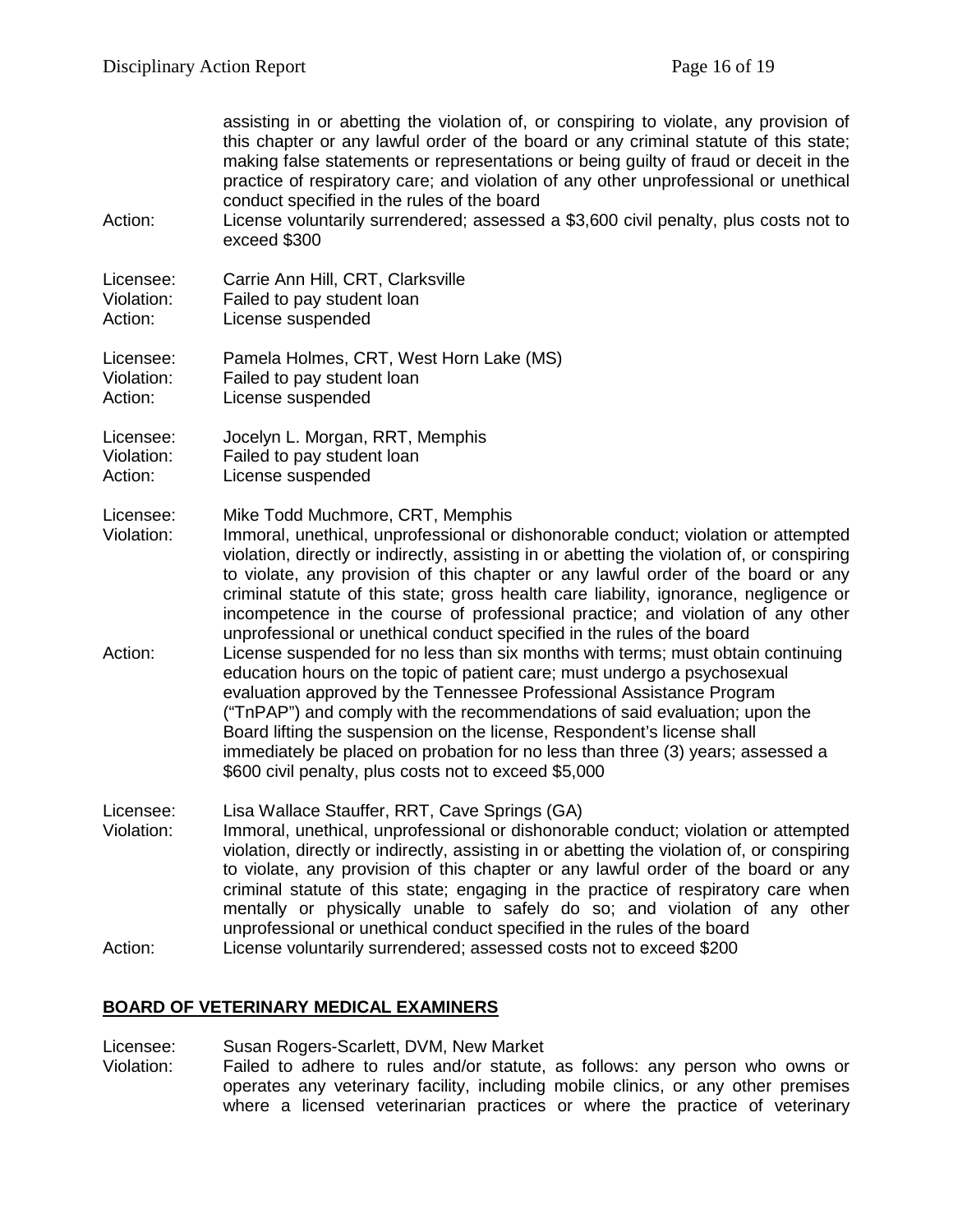assisting in or abetting the violation of, or conspiring to violate, any provision of this chapter or any lawful order of the board or any criminal statute of this state; making false statements or representations or being guilty of fraud or deceit in the practice of respiratory care; and violation of any other unprofessional or unethical conduct specified in the rules of the board

Action: License voluntarily surrendered; assessed a $3,600 civil penalty, plus costs not to exceed $300

Licensee: Carrie Ann Hill, CRT, Clarksville
Violation: Failed to pay student loan
Action: License suspended

Licensee: Pamela Holmes, CRT, West Horn Lake (MS)
Violation: Failed to pay student loan
Action: License suspended

Licensee: Jocelyn L. Morgan, RRT, Memphis
Violation: Failed to pay student loan
Action: License suspended

Licensee: Mike Todd Muchmore, CRT, Memphis
Violation: Immoral, unethical, unprofessional or dishonorable conduct; violation or attempted violation, directly or indirectly, assisting in or abetting the violation of, or conspiring to violate, any provision of this chapter or any lawful order of the board or any criminal statute of this state; gross health care liability, ignorance, negligence or incompetence in the course of professional practice; and violation of any other unprofessional or unethical conduct specified in the rules of the board
Action: License suspended for no less than six months with terms; must obtain continuing education hours on the topic of patient care; must undergo a psychosexual evaluation approved by the Tennessee Professional Assistance Program ("TnPAP") and comply with the recommendations of said evaluation; upon the Board lifting the suspension on the license, Respondent's license shall immediately be placed on probation for no less than three (3) years; assessed a $600 civil penalty, plus costs not to exceed $5,000

Licensee: Lisa Wallace Stauffer, RRT, Cave Springs (GA)
Violation: Immoral, unethical, unprofessional or dishonorable conduct; violation or attempted violation, directly or indirectly, assisting in or abetting the violation of, or conspiring to violate, any provision of this chapter or any lawful order of the board or any criminal statute of this state; engaging in the practice of respiratory care when mentally or physically unable to safely do so; and violation of any other unprofessional or unethical conduct specified in the rules of the board
Action: License voluntarily surrendered; assessed costs not to exceed $200

## BOARD OF VETERINARY MEDICAL EXAMINERS

Licensee: Susan Rogers-Scarlett, DVM, New Market
Violation: Failed to adhere to rules and/or statute, as follows: any person who owns or operates any veterinary facility, including mobile clinics, or any other premises where a licensed veterinarian practices or where the practice of veterinary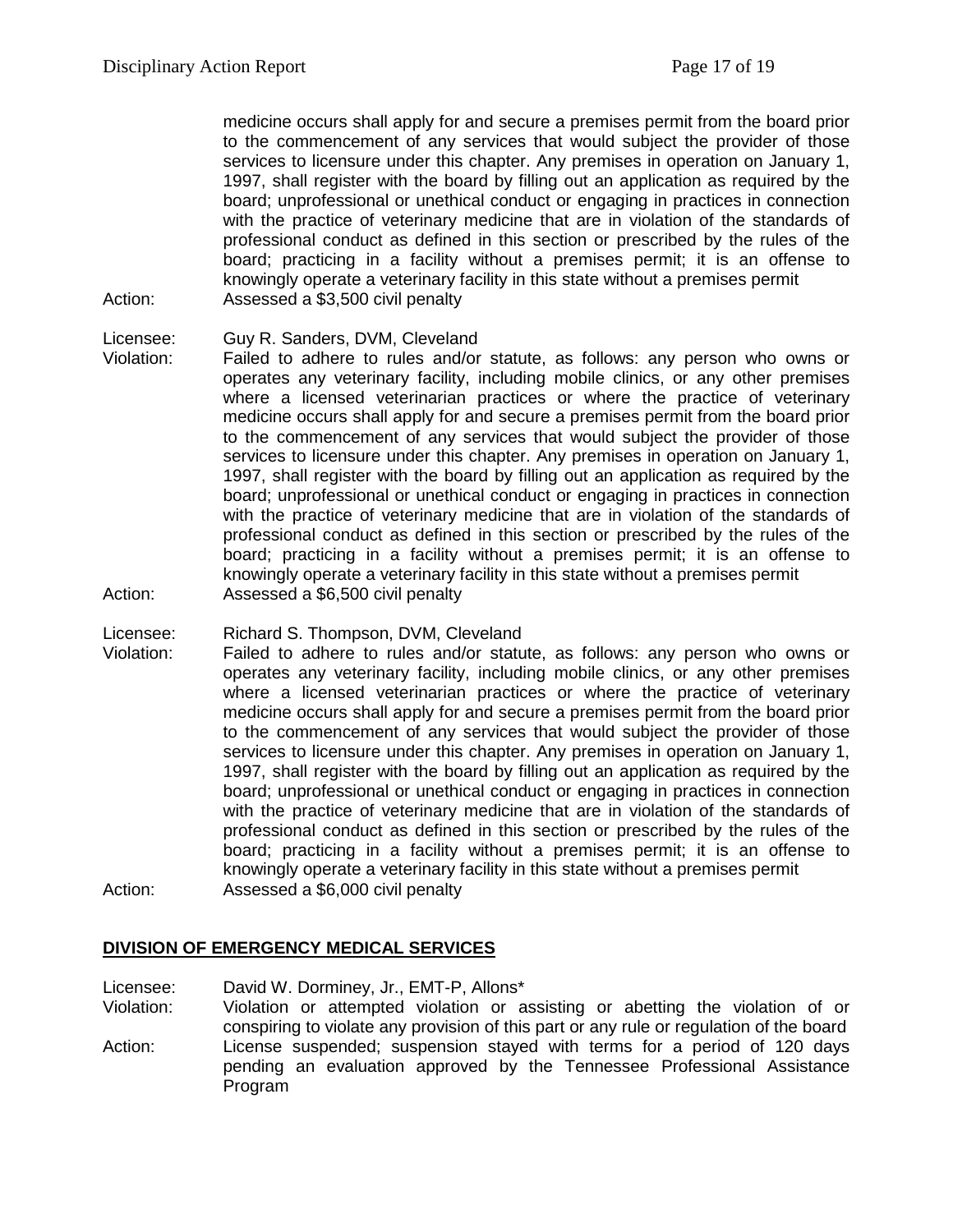medicine occurs shall apply for and secure a premises permit from the board prior to the commencement of any services that would subject the provider of those services to licensure under this chapter. Any premises in operation on January 1, 1997, shall register with the board by filling out an application as required by the board; unprofessional or unethical conduct or engaging in practices in connection with the practice of veterinary medicine that are in violation of the standards of professional conduct as defined in this section or prescribed by the rules of the board; practicing in a facility without a premises permit; it is an offense to knowingly operate a veterinary facility in this state without a premises permit

Action: Assessed a $3,500 civil penalty

Licensee: Guy R. Sanders, DVM, Cleveland

Violation: Failed to adhere to rules and/or statute, as follows: any person who owns or operates any veterinary facility, including mobile clinics, or any other premises where a licensed veterinarian practices or where the practice of veterinary medicine occurs shall apply for and secure a premises permit from the board prior to the commencement of any services that would subject the provider of those services to licensure under this chapter. Any premises in operation on January 1, 1997, shall register with the board by filling out an application as required by the board; unprofessional or unethical conduct or engaging in practices in connection with the practice of veterinary medicine that are in violation of the standards of professional conduct as defined in this section or prescribed by the rules of the board; practicing in a facility without a premises permit; it is an offense to knowingly operate a veterinary facility in this state without a premises permit

Action: Assessed a $6,500 civil penalty

Licensee: Richard S. Thompson, DVM, Cleveland

Violation: Failed to adhere to rules and/or statute, as follows: any person who owns or operates any veterinary facility, including mobile clinics, or any other premises where a licensed veterinarian practices or where the practice of veterinary medicine occurs shall apply for and secure a premises permit from the board prior to the commencement of any services that would subject the provider of those services to licensure under this chapter. Any premises in operation on January 1, 1997, shall register with the board by filling out an application as required by the board; unprofessional or unethical conduct or engaging in practices in connection with the practice of veterinary medicine that are in violation of the standards of professional conduct as defined in this section or prescribed by the rules of the board; practicing in a facility without a premises permit; it is an offense to knowingly operate a veterinary facility in this state without a premises permit

Action: Assessed a $6,000 civil penalty

## DIVISION OF EMERGENCY MEDICAL SERVICES

Licensee: David W. Dorminey, Jr., EMT-P, Allons*

Violation: Violation or attempted violation or assisting or abetting the violation of or conspiring to violate any provision of this part or any rule or regulation of the board

Action: License suspended; suspension stayed with terms for a period of 120 days pending an evaluation approved by the Tennessee Professional Assistance Program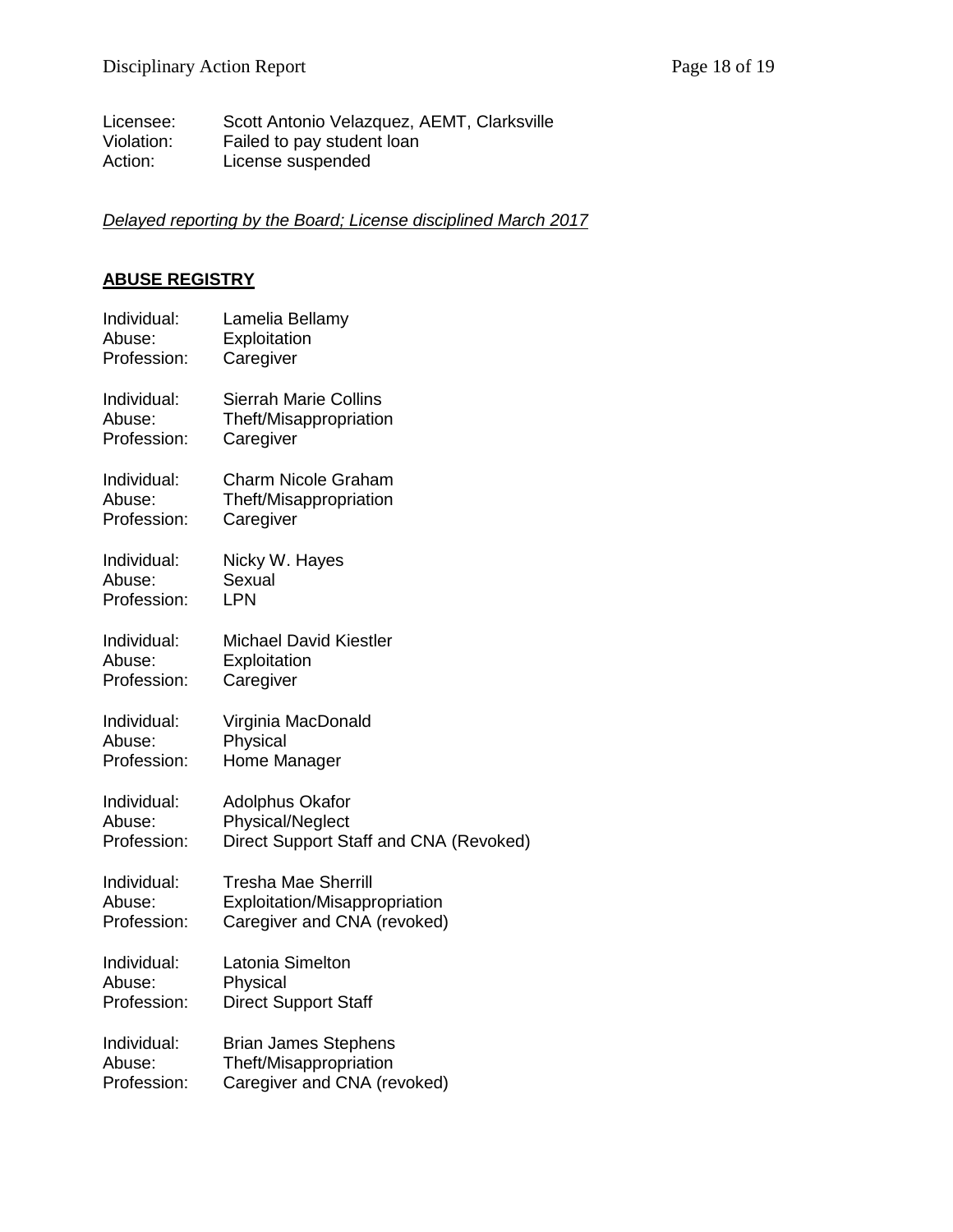Licensee: Scott Antonio Velazquez, AEMT, Clarksville
Violation: Failed to pay student loan
Action: License suspended

*Delayed reporting by the Board; License disciplined March 2017*

## ABUSE REGISTRY

Individual: Lamelia Bellamy
Abuse: Exploitation
Profession: Caregiver

Individual: Sierrah Marie Collins
Abuse: Theft/Misappropriation
Profession: Caregiver

Individual: Charm Nicole Graham
Abuse: Theft/Misappropriation
Profession: Caregiver

Individual: Nicky W. Hayes
Abuse: Sexual
Profession: LPN

Individual: Michael David Kiestler
Abuse: Exploitation
Profession: Caregiver

Individual: Virginia MacDonald
Abuse: Physical
Profession: Home Manager

Individual: Adolphus Okafor
Abuse: Physical/Neglect
Profession: Direct Support Staff and CNA (Revoked)

Individual: Tresha Mae Sherrill
Abuse: Exploitation/Misappropriation
Profession: Caregiver and CNA (revoked)

Individual: Latonia Simelton
Abuse: Physical
Profession: Direct Support Staff

Individual: Brian James Stephens
Abuse: Theft/Misappropriation
Profession: Caregiver and CNA (revoked)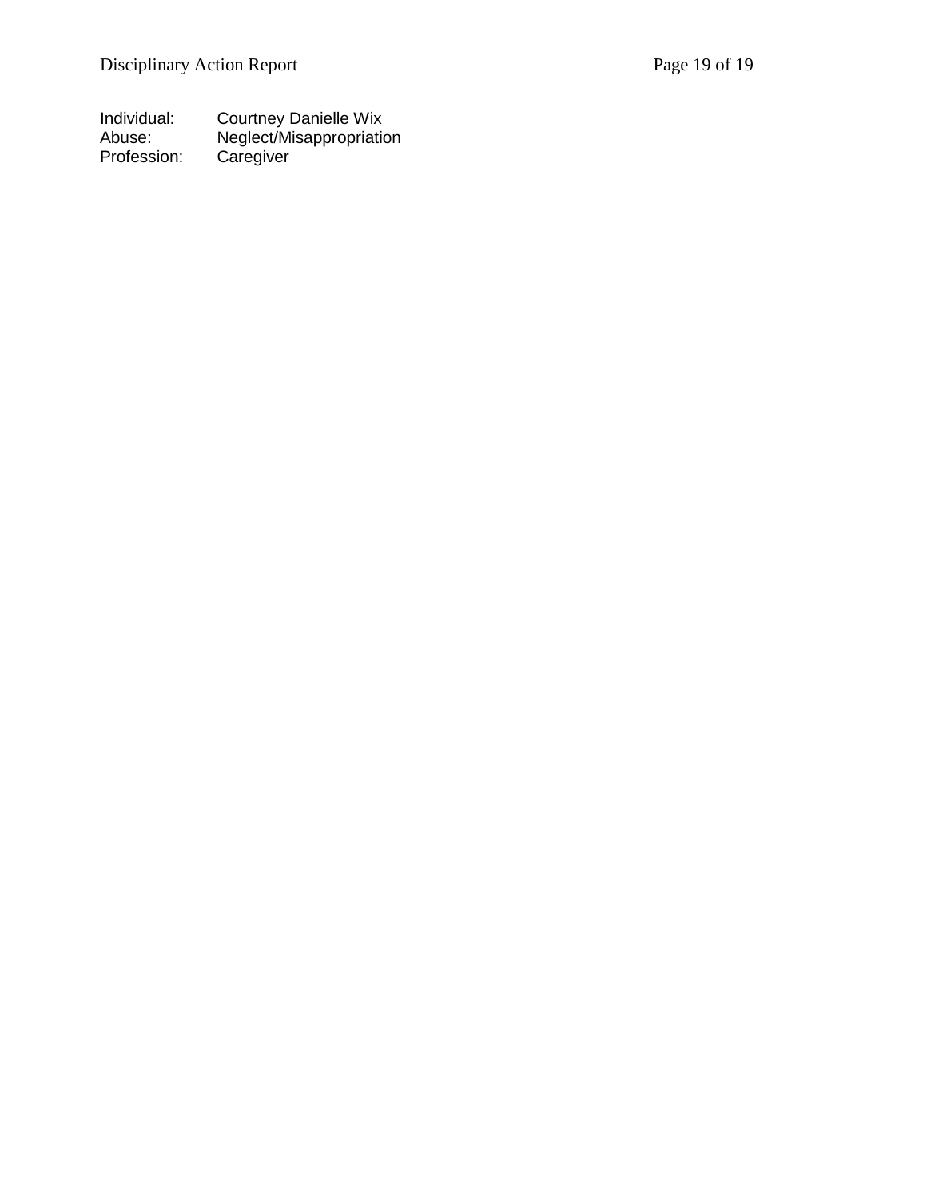Individual: Courtney Danielle Wix
Abuse: Neglect/Misappropriation
Profession: Caregiver